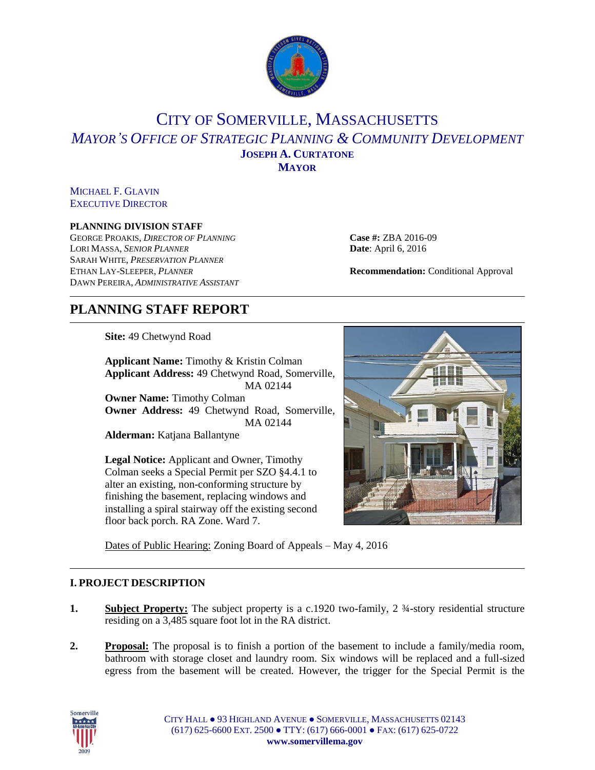# CITY OF SOMERVILLE, MASSACHUSETTS

*MAYOR'S OFFICE OF STRATEGIC PLANNING & COMMUNITY DEVELOPMENT*

**JOSEPH A. CURTATONE**
**MAYOR**

MICHAEL F. GLAVIN
EXECUTIVE DIRECTOR

**PLANNING DIVISION STAFF**
GEORGE PROAKIS, *DIRECTOR OF PLANNING*
LORI MASSA, *SENIOR PLANNER*
SARAH WHITE, *PRESERVATION PLANNER*
ETHAN LAY-SLEEPER, *PLANNER*
DAWN PEREIRA, *ADMINISTRATIVE ASSISTANT*

**Case #:** ZBA 2016-09
**Date**: April 6, 2016

**Recommendation:** Conditional Approval

## PLANNING STAFF REPORT

**Site:** 49 Chetwynd Road

**Applicant Name:** Timothy & Kristin Colman
**Applicant Address:** 49 Chetwynd Road, Somerville, MA 02144
**Owner Name:** Timothy Colman
**Owner Address:** 49 Chetwynd Road, Somerville, MA 02144
**Alderman:** Katjana Ballantyne

**Legal Notice:** Applicant and Owner, Timothy Colman seeks a Special Permit per SZO §4.4.1 to alter an existing, non-conforming structure by finishing the basement, replacing windows and installing a spiral stairway off the existing second floor back porch. RA Zone. Ward 7.

Dates of Public Hearing: Zoning Board of Appeals – May 4, 2016

### I. PROJECT DESCRIPTION

1. **Subject Property:** The subject property is a c.1920 two-family, 2 ¾-story residential structure residing on a 3,485 square foot lot in the RA district.

2. **Proposal:** The proposal is to finish a portion of the basement to include a family/media room, bathroom with storage closet and laundry room. Six windows will be replaced and a full-sized egress from the basement will be created. However, the trigger for the Special Permit is the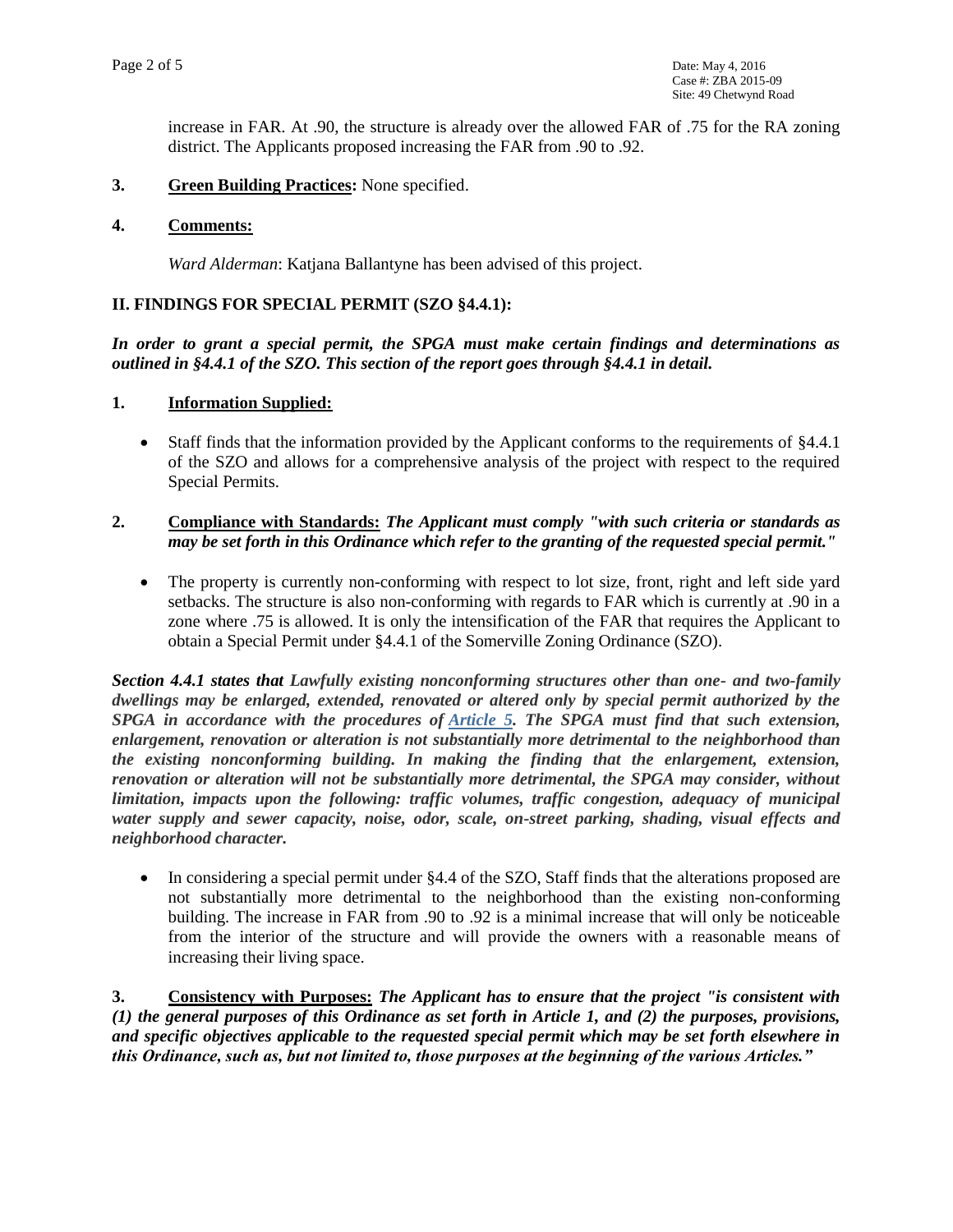increase in FAR. At .90, the structure is already over the allowed FAR of .75 for the RA zoning district. The Applicants proposed increasing the FAR from .90 to .92.

**3. Green Building Practices:** None specified.

**4. Comments:**

*Ward Alderman*: Katjana Ballantyne has been advised of this project.

## II. FINDINGS FOR SPECIAL PERMIT (SZO §4.4.1):

***In order to grant a special permit, the SPGA must make certain findings and determinations as outlined in §4.4.1 of the SZO. This section of the report goes through §4.4.1 in detail.***

**1. Information Supplied:**

- Staff finds that the information provided by the Applicant conforms to the requirements of §4.4.1 of the SZO and allows for a comprehensive analysis of the project with respect to the required Special Permits.

**2. Compliance with Standards:** ***The Applicant must comply "with such criteria or standards as may be set forth in this Ordinance which refer to the granting of the requested special permit."***

- The property is currently non-conforming with respect to lot size, front, right and left side yard setbacks. The structure is also non-conforming with regards to FAR which is currently at .90 in a zone where .75 is allowed. It is only the intensification of the FAR that requires the Applicant to obtain a Special Permit under §4.4.1 of the Somerville Zoning Ordinance (SZO).

***Section 4.4.1 states that Lawfully existing nonconforming structures other than one- and two-family dwellings may be enlarged, extended, renovated or altered only by special permit authorized by the SPGA in accordance with the procedures of Article 5. The SPGA must find that such extension, enlargement, renovation or alteration is not substantially more detrimental to the neighborhood than the existing nonconforming building. In making the finding that the enlargement, extension, renovation or alteration will not be substantially more detrimental, the SPGA may consider, without limitation, impacts upon the following: traffic volumes, traffic congestion, adequacy of municipal water supply and sewer capacity, noise, odor, scale, on-street parking, shading, visual effects and neighborhood character.***

- In considering a special permit under §4.4 of the SZO, Staff finds that the alterations proposed are not substantially more detrimental to the neighborhood than the existing non-conforming building. The increase in FAR from .90 to .92 is a minimal increase that will only be noticeable from the interior of the structure and will provide the owners with a reasonable means of increasing their living space.

**3. Consistency with Purposes:** ***The Applicant has to ensure that the project "is consistent with (1) the general purposes of this Ordinance as set forth in Article 1, and (2) the purposes, provisions, and specific objectives applicable to the requested special permit which may be set forth elsewhere in this Ordinance, such as, but not limited to, those purposes at the beginning of the various Articles."***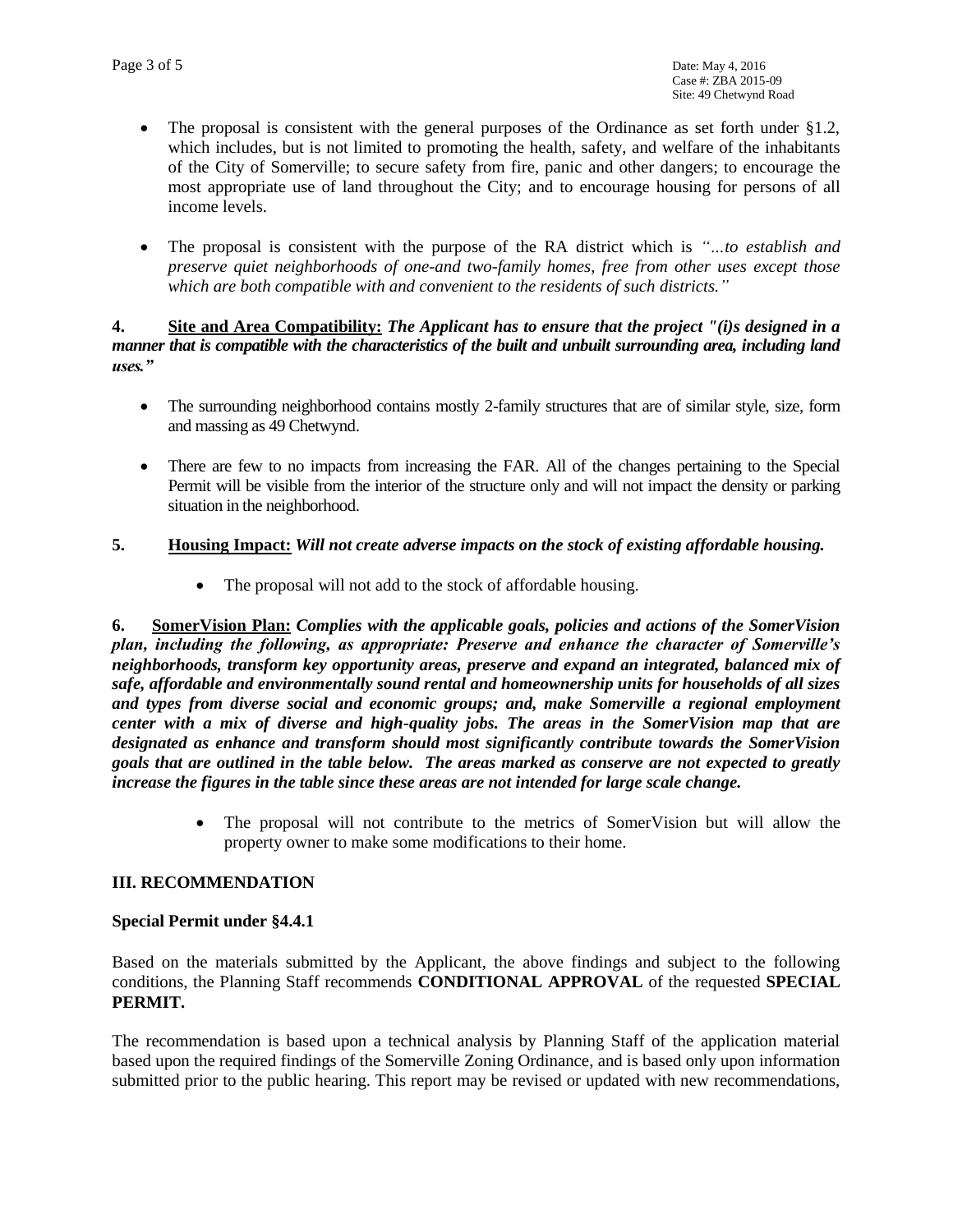- The proposal is consistent with the general purposes of the Ordinance as set forth under §1.2, which includes, but is not limited to promoting the health, safety, and welfare of the inhabitants of the City of Somerville; to secure safety from fire, panic and other dangers; to encourage the most appropriate use of land throughout the City; and to encourage housing for persons of all income levels.

- The proposal is consistent with the purpose of the RA district which is *"…to establish and preserve quiet neighborhoods of one-and two-family homes, free from other uses except those which are both compatible with and convenient to the residents of such districts."*

**4. Site and Area Compatibility:** ***The Applicant has to ensure that the project "(i)s designed in a manner that is compatible with the characteristics of the built and unbuilt surrounding area, including land uses."***

- The surrounding neighborhood contains mostly 2-family structures that are of similar style, size, form and massing as 49 Chetwynd.

- There are few to no impacts from increasing the FAR. All of the changes pertaining to the Special Permit will be visible from the interior of the structure only and will not impact the density or parking situation in the neighborhood.

**5. Housing Impact:** ***Will not create adverse impacts on the stock of existing affordable housing.***

- The proposal will not add to the stock of affordable housing.

**6. SomerVision Plan:** ***Complies with the applicable goals, policies and actions of the SomerVision plan, including the following, as appropriate: Preserve and enhance the character of Somerville's neighborhoods, transform key opportunity areas, preserve and expand an integrated, balanced mix of safe, affordable and environmentally sound rental and homeownership units for households of all sizes and types from diverse social and economic groups; and, make Somerville a regional employment center with a mix of diverse and high-quality jobs. The areas in the SomerVision map that are designated as enhance and transform should most significantly contribute towards the SomerVision goals that are outlined in the table below. The areas marked as conserve are not expected to greatly increase the figures in the table since these areas are not intended for large scale change.***

- The proposal will not contribute to the metrics of SomerVision but will allow the property owner to make some modifications to their home.

## III. RECOMMENDATION

### Special Permit under §4.4.1

Based on the materials submitted by the Applicant, the above findings and subject to the following conditions, the Planning Staff recommends **CONDITIONAL APPROVAL** of the requested **SPECIAL PERMIT.**

The recommendation is based upon a technical analysis by Planning Staff of the application material based upon the required findings of the Somerville Zoning Ordinance, and is based only upon information submitted prior to the public hearing. This report may be revised or updated with new recommendations,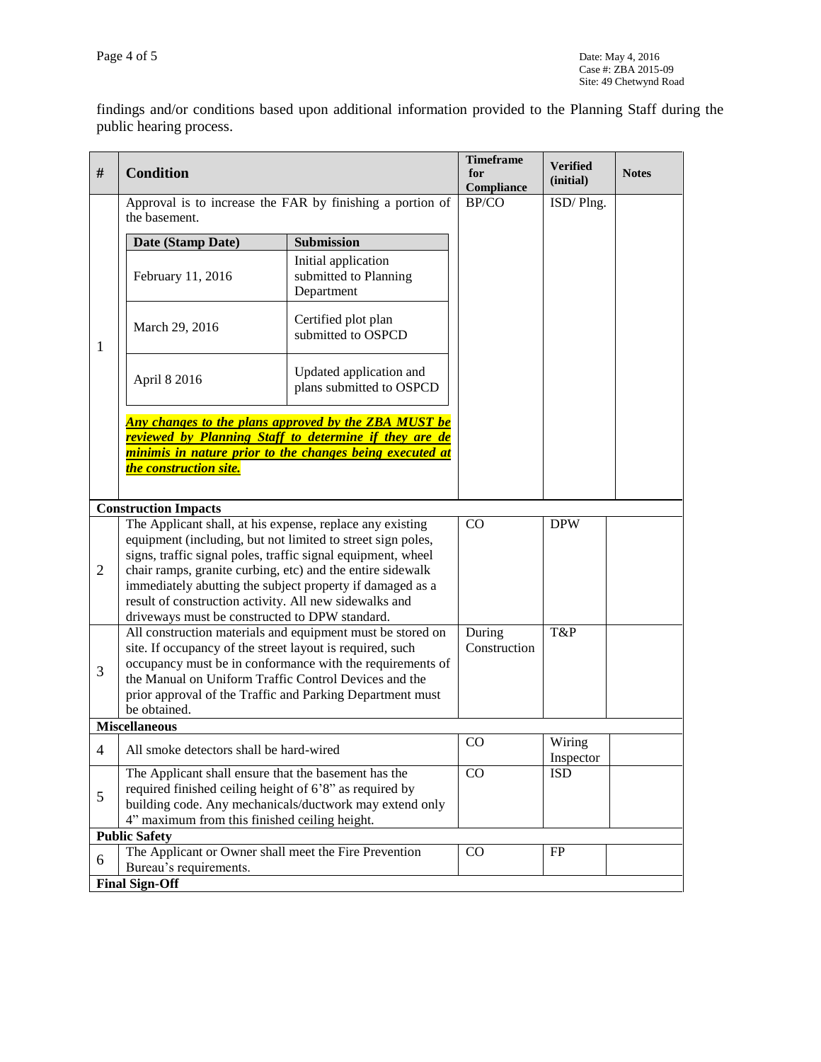findings and/or conditions based upon additional information provided to the Planning Staff during the public hearing process.

| # | Condition | Timeframe for Compliance | Verified (initial) | Notes |
|---|---|---|---|---|
| 1 | Approval is to increase the FAR by finishing a portion of the basement.<br><br>**Date (Stamp Date)** — **Submission**<br>February 11, 2016 — Initial application submitted to Planning Department<br>March 29, 2016 — Certified plot plan submitted to OSPCD<br>April 8 2016 — Updated application and plans submitted to OSPCD<br><br>***Any changes to the plans approved by the ZBA MUST be reviewed by Planning Staff to determine if they are de minimis in nature prior to the changes being executed at the construction site.*** | BP/CO | ISD/ Plng. | |
| **Construction Impacts** | | | | |
| 2 | The Applicant shall, at his expense, replace any existing equipment (including, but not limited to street sign poles, signs, traffic signal poles, traffic signal equipment, wheel chair ramps, granite curbing, etc) and the entire sidewalk immediately abutting the subject property if damaged as a result of construction activity. All new sidewalks and driveways must be constructed to DPW standard. | CO | DPW | |
| 3 | All construction materials and equipment must be stored on site. If occupancy of the street layout is required, such occupancy must be in conformance with the requirements of the Manual on Uniform Traffic Control Devices and the prior approval of the Traffic and Parking Department must be obtained. | During Construction | T&P | |
| **Miscellaneous** | | | | |
| 4 | All smoke detectors shall be hard-wired | CO | Wiring Inspector | |
| 5 | The Applicant shall ensure that the basement has the required finished ceiling height of 6'8" as required by building code. Any mechanicals/ductwork may extend only 4" maximum from this finished ceiling height. | CO | ISD | |
| **Public Safety** | | | | |
| 6 | The Applicant or Owner shall meet the Fire Prevention Bureau's requirements. | CO | FP | |
| **Final Sign-Off** | | | | |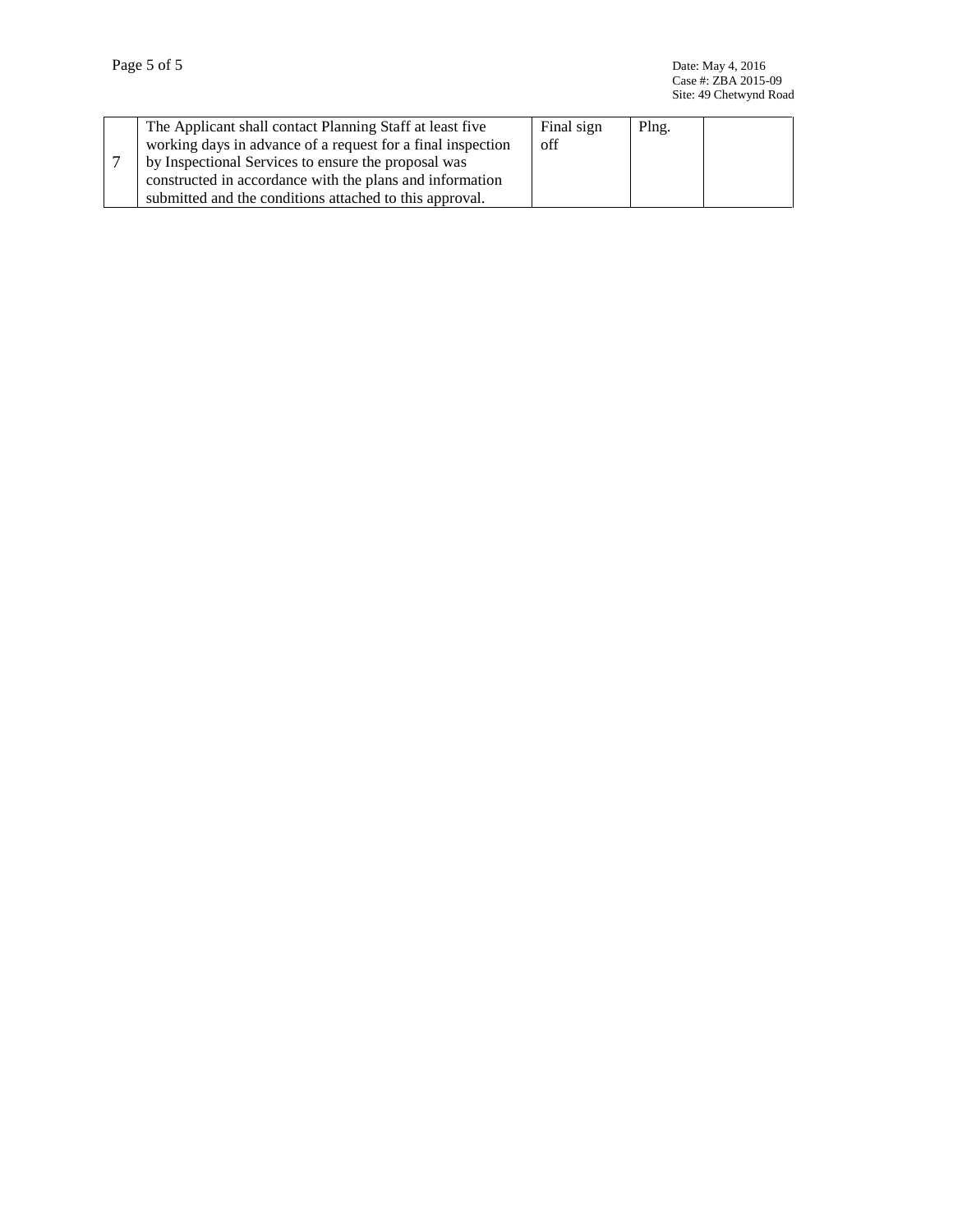| | | | | |
|---|---|---|---|---|
| 7 | The Applicant shall contact Planning Staff at least five working days in advance of a request for a final inspection by Inspectional Services to ensure the proposal was constructed in accordance with the plans and information submitted and the conditions attached to this approval. | Final sign off | Plng. | |